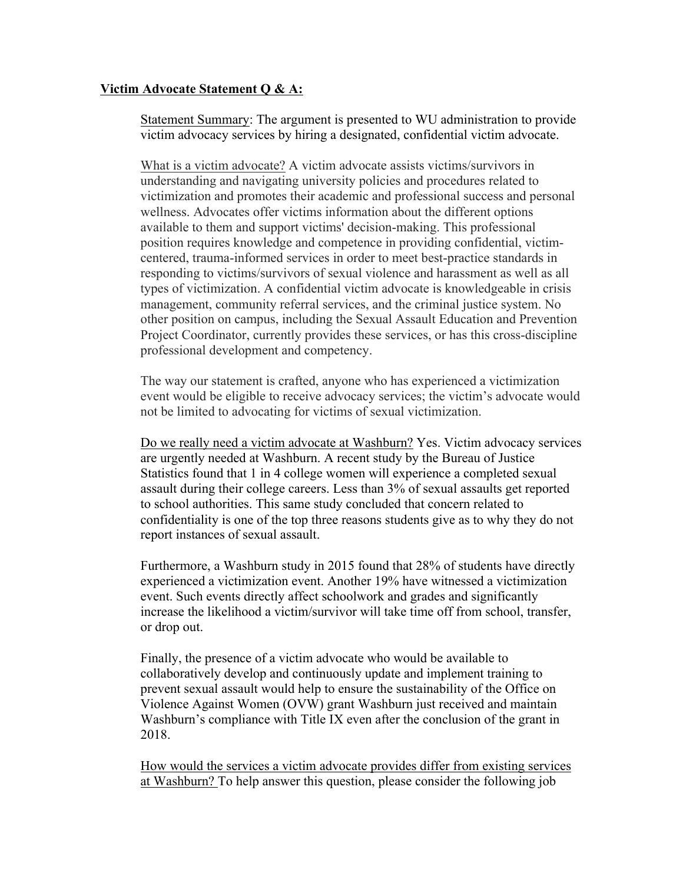**<u>Victim Advocate Statement Q & A:</u>**

<u>Statement Summary</u>: The argument is presented to WU administration to provide victim advocacy services by hiring a designated, confidential victim advocate.

<u>What is a victim advocate?</u> A victim advocate assists victims/survivors in understanding and navigating university policies and procedures related to victimization and promotes their academic and professional success and personal wellness. Advocates offer victims information about the different options available to them and support victims' decision-making. This professional position requires knowledge and competence in providing confidential, victim-centered, trauma-informed services in order to meet best-practice standards in responding to victims/survivors of sexual violence and harassment as well as all types of victimization. A confidential victim advocate is knowledgeable in crisis management, community referral services, and the criminal justice system. No other position on campus, including the Sexual Assault Education and Prevention Project Coordinator, currently provides these services, or has this cross-discipline professional development and competency.

The way our statement is crafted, anyone who has experienced a victimization event would be eligible to receive advocacy services; the victim's advocate would not be limited to advocating for victims of sexual victimization.

<u>Do we really need a victim advocate at Washburn?</u> Yes. Victim advocacy services are urgently needed at Washburn. A recent study by the Bureau of Justice Statistics found that 1 in 4 college women will experience a completed sexual assault during their college careers. Less than 3% of sexual assaults get reported to school authorities. This same study concluded that concern related to confidentiality is one of the top three reasons students give as to why they do not report instances of sexual assault.

Furthermore, a Washburn study in 2015 found that 28% of students have directly experienced a victimization event. Another 19% have witnessed a victimization event. Such events directly affect schoolwork and grades and significantly increase the likelihood a victim/survivor will take time off from school, transfer, or drop out.

Finally, the presence of a victim advocate who would be available to collaboratively develop and continuously update and implement training to prevent sexual assault would help to ensure the sustainability of the Office on Violence Against Women (OVW) grant Washburn just received and maintain Washburn's compliance with Title IX even after the conclusion of the grant in 2018.

<u>How would the services a victim advocate provides differ from existing services at Washburn?</u> To help answer this question, please consider the following job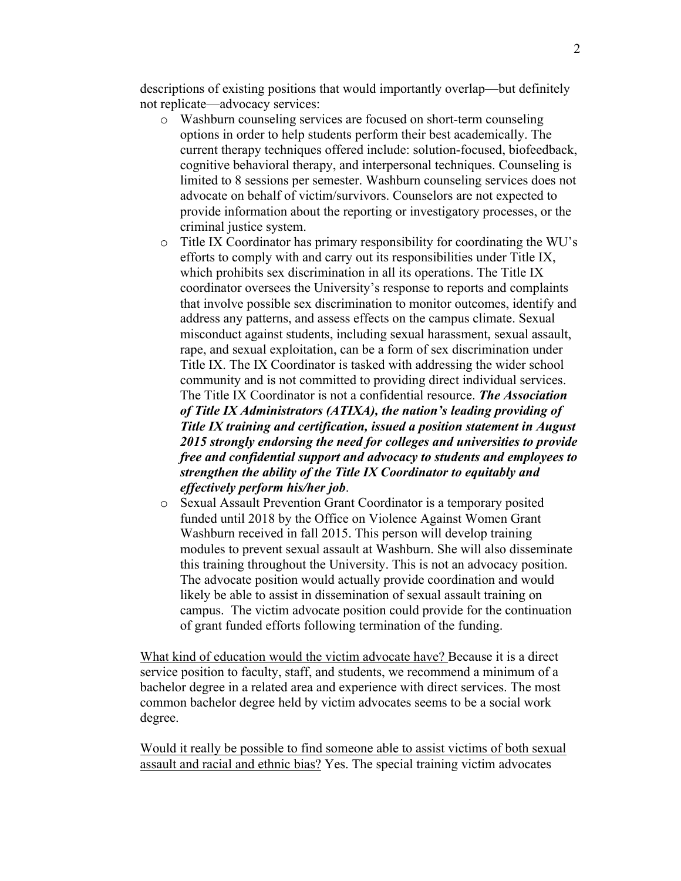descriptions of existing positions that would importantly overlap—but definitely not replicate—advocacy services:

- Washburn counseling services are focused on short-term counseling options in order to help students perform their best academically. The current therapy techniques offered include: solution-focused, biofeedback, cognitive behavioral therapy, and interpersonal techniques. Counseling is limited to 8 sessions per semester. Washburn counseling services does not advocate on behalf of victim/survivors. Counselors are not expected to provide information about the reporting or investigatory processes, or the criminal justice system.
- Title IX Coordinator has primary responsibility for coordinating the WU's efforts to comply with and carry out its responsibilities under Title IX, which prohibits sex discrimination in all its operations. The Title IX coordinator oversees the University's response to reports and complaints that involve possible sex discrimination to monitor outcomes, identify and address any patterns, and assess effects on the campus climate. Sexual misconduct against students, including sexual harassment, sexual assault, rape, and sexual exploitation, can be a form of sex discrimination under Title IX. The IX Coordinator is tasked with addressing the wider school community and is not committed to providing direct individual services. The Title IX Coordinator is not a confidential resource. ***The Association of Title IX Administrators (ATIXA), the nation's leading providing of Title IX training and certification, issued a position statement in August 2015 strongly endorsing the need for colleges and universities to provide free and confidential support and advocacy to students and employees to strengthen the ability of the Title IX Coordinator to equitably and effectively perform his/her job***.
- Sexual Assault Prevention Grant Coordinator is a temporary posited funded until 2018 by the Office on Violence Against Women Grant Washburn received in fall 2015. This person will develop training modules to prevent sexual assault at Washburn. She will also disseminate this training throughout the University. This is not an advocacy position. The advocate position would actually provide coordination and would likely be able to assist in dissemination of sexual assault training on campus. The victim advocate position could provide for the continuation of grant funded efforts following termination of the funding.

<u>What kind of education would the victim advocate have?</u> Because it is a direct service position to faculty, staff, and students, we recommend a minimum of a bachelor degree in a related area and experience with direct services. The most common bachelor degree held by victim advocates seems to be a social work degree.

<u>Would it really be possible to find someone able to assist victims of both sexual assault and racial and ethnic bias?</u> Yes. The special training victim advocates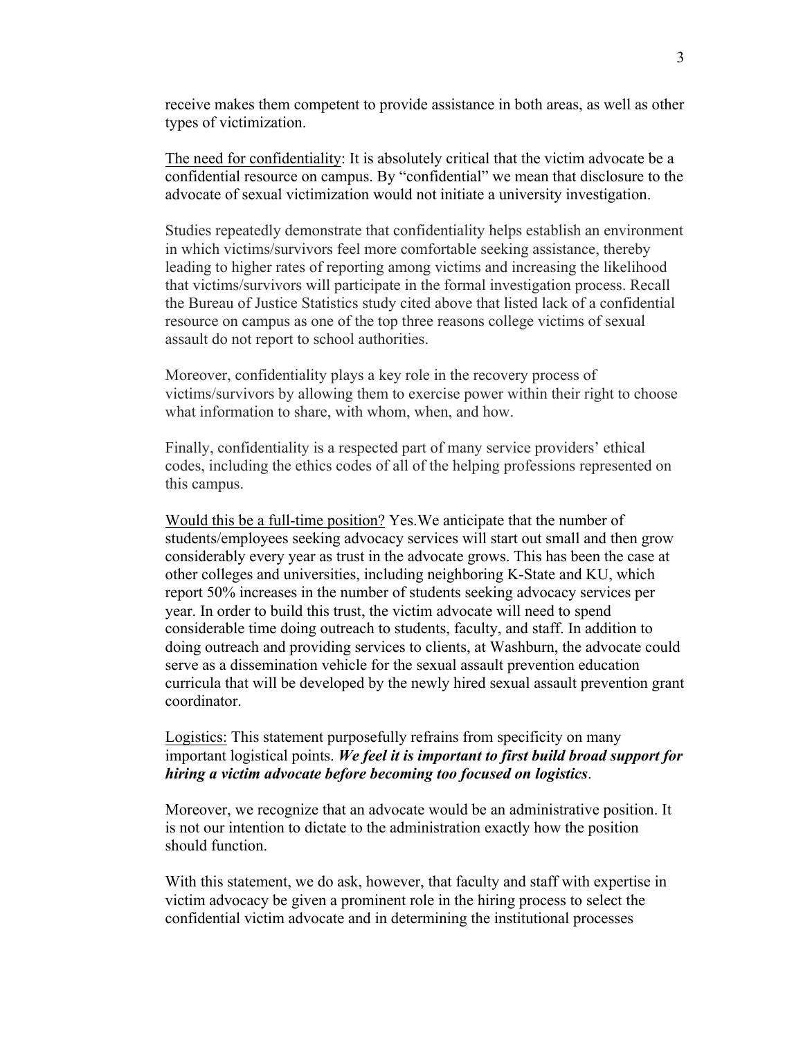receive makes them competent to provide assistance in both areas, as well as other types of victimization.

<u>The need for confidentiality</u>: It is absolutely critical that the victim advocate be a confidential resource on campus. By "confidential" we mean that disclosure to the advocate of sexual victimization would not initiate a university investigation.

Studies repeatedly demonstrate that confidentiality helps establish an environment in which victims/survivors feel more comfortable seeking assistance, thereby leading to higher rates of reporting among victims and increasing the likelihood that victims/survivors will participate in the formal investigation process. Recall the Bureau of Justice Statistics study cited above that listed lack of a confidential resource on campus as one of the top three reasons college victims of sexual assault do not report to school authorities.

Moreover, confidentiality plays a key role in the recovery process of victims/survivors by allowing them to exercise power within their right to choose what information to share, with whom, when, and how.

Finally, confidentiality is a respected part of many service providers' ethical codes, including the ethics codes of all of the helping professions represented on this campus.

<u>Would this be a full-time position?</u> Yes.We anticipate that the number of students/employees seeking advocacy services will start out small and then grow considerably every year as trust in the advocate grows. This has been the case at other colleges and universities, including neighboring K-State and KU, which report 50% increases in the number of students seeking advocacy services per year. In order to build this trust, the victim advocate will need to spend considerable time doing outreach to students, faculty, and staff. In addition to doing outreach and providing services to clients, at Washburn, the advocate could serve as a dissemination vehicle for the sexual assault prevention education curricula that will be developed by the newly hired sexual assault prevention grant coordinator.

<u>Logistics:</u> This statement purposefully refrains from specificity on many important logistical points. ***We feel it is important to first build broad support for hiring a victim advocate before becoming too focused on logistics***.

Moreover, we recognize that an advocate would be an administrative position. It is not our intention to dictate to the administration exactly how the position should function.

With this statement, we do ask, however, that faculty and staff with expertise in victim advocacy be given a prominent role in the hiring process to select the confidential victim advocate and in determining the institutional processes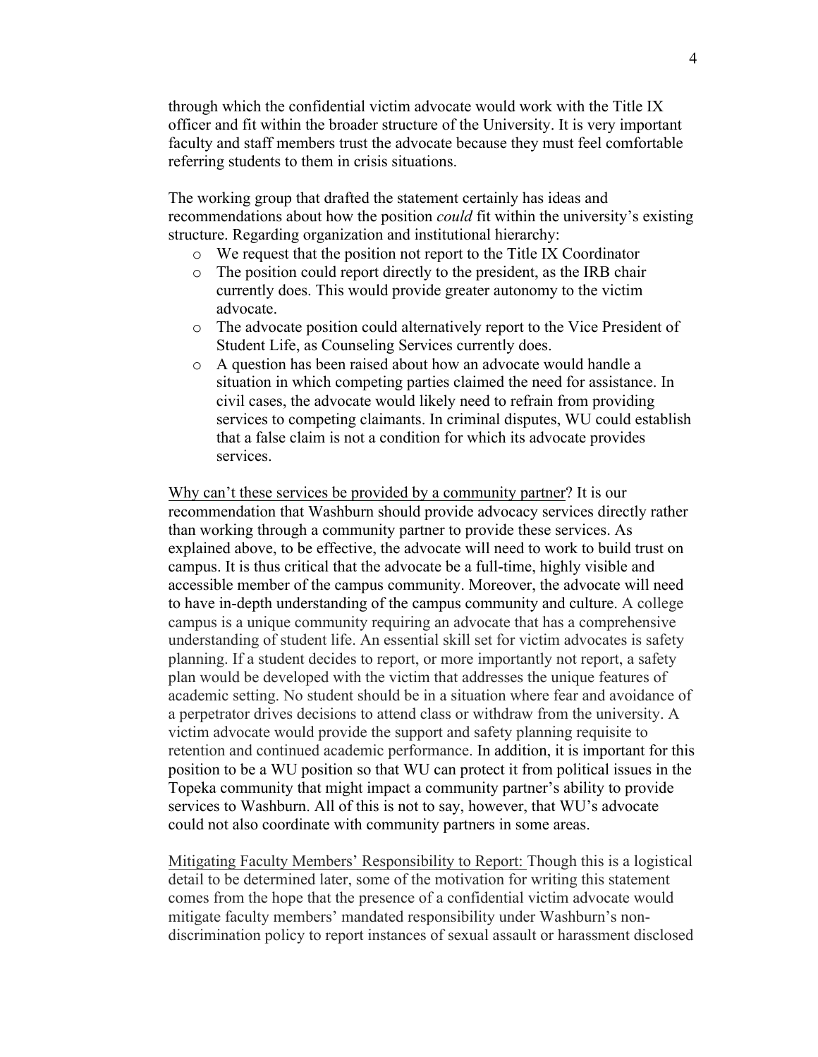through which the confidential victim advocate would work with the Title IX officer and fit within the broader structure of the University. It is very important faculty and staff members trust the advocate because they must feel comfortable referring students to them in crisis situations.

The working group that drafted the statement certainly has ideas and recommendations about how the position *could* fit within the university's existing structure. Regarding organization and institutional hierarchy:

- We request that the position not report to the Title IX Coordinator
- The position could report directly to the president, as the IRB chair currently does. This would provide greater autonomy to the victim advocate.
- The advocate position could alternatively report to the Vice President of Student Life, as Counseling Services currently does.
- A question has been raised about how an advocate would handle a situation in which competing parties claimed the need for assistance. In civil cases, the advocate would likely need to refrain from providing services to competing claimants. In criminal disputes, WU could establish that a false claim is not a condition for which its advocate provides services.

<u>Why can't these services be provided by a community partner</u>? It is our recommendation that Washburn should provide advocacy services directly rather than working through a community partner to provide these services. As explained above, to be effective, the advocate will need to work to build trust on campus. It is thus critical that the advocate be a full-time, highly visible and accessible member of the campus community. Moreover, the advocate will need to have in-depth understanding of the campus community and culture. A college campus is a unique community requiring an advocate that has a comprehensive understanding of student life. An essential skill set for victim advocates is safety planning. If a student decides to report, or more importantly not report, a safety plan would be developed with the victim that addresses the unique features of academic setting. No student should be in a situation where fear and avoidance of a perpetrator drives decisions to attend class or withdraw from the university. A victim advocate would provide the support and safety planning requisite to retention and continued academic performance. In addition, it is important for this position to be a WU position so that WU can protect it from political issues in the Topeka community that might impact a community partner's ability to provide services to Washburn. All of this is not to say, however, that WU's advocate could not also coordinate with community partners in some areas.

<u>Mitigating Faculty Members' Responsibility to Report:</u> Though this is a logistical detail to be determined later, some of the motivation for writing this statement comes from the hope that the presence of a confidential victim advocate would mitigate faculty members' mandated responsibility under Washburn's non-discrimination policy to report instances of sexual assault or harassment disclosed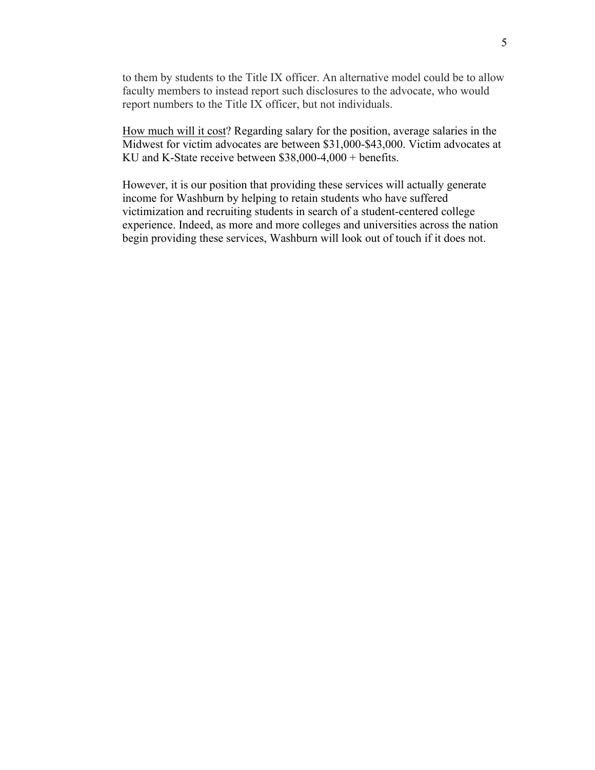to them by students to the Title IX officer. An alternative model could be to allow faculty members to instead report such disclosures to the advocate, who would report numbers to the Title IX officer, but not individuals.

<u>How much will it cost</u>? Regarding salary for the position, average salaries in the Midwest for victim advocates are between $31,000-$43,000. Victim advocates at KU and K-State receive between $38,000-4,000 + benefits.

However, it is our position that providing these services will actually generate income for Washburn by helping to retain students who have suffered victimization and recruiting students in search of a student-centered college experience. Indeed, as more and more colleges and universities across the nation begin providing these services, Washburn will look out of touch if it does not.